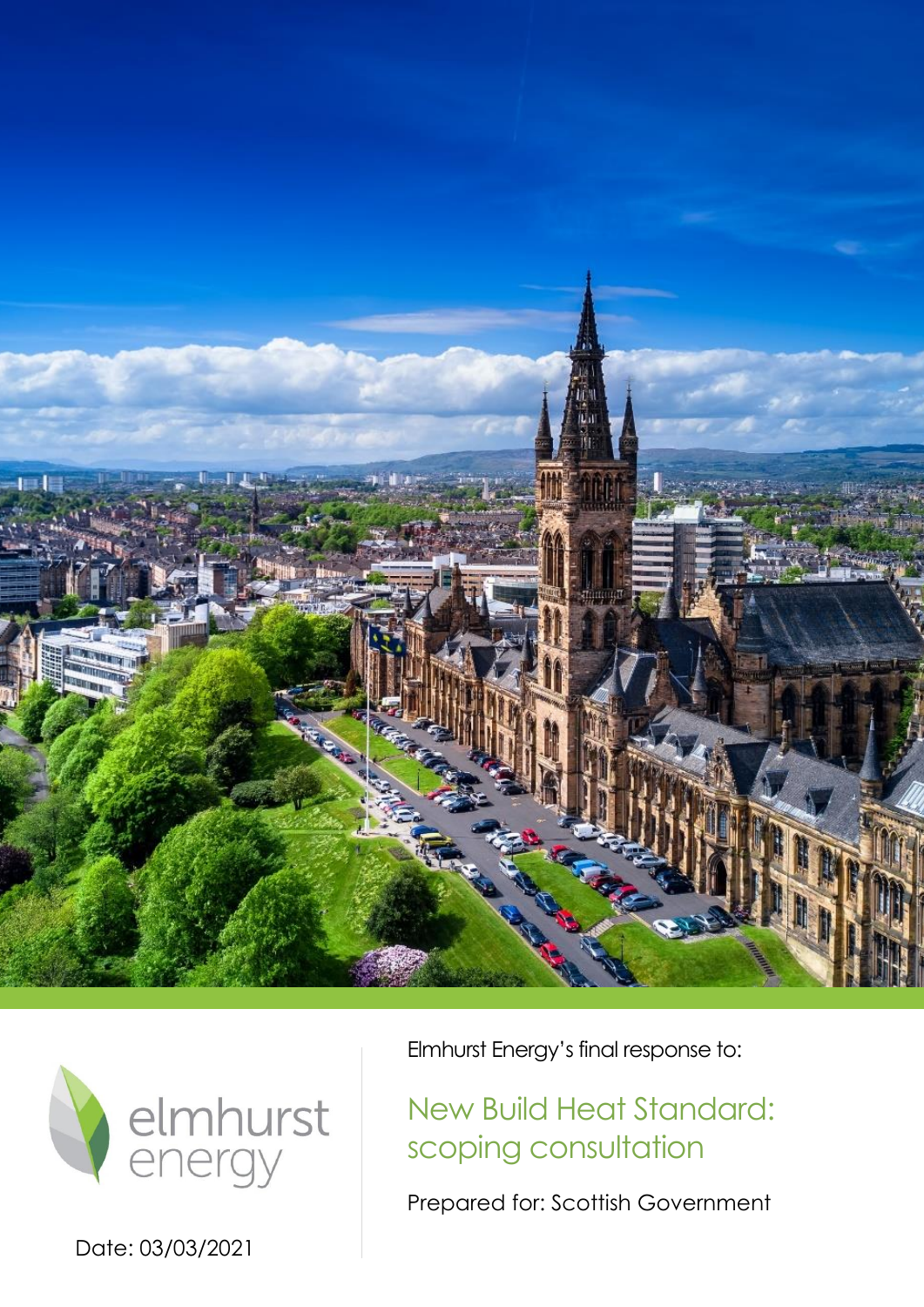elmhurst energy

Elmhurst Energy's final response to:

# New Build Heat Standard: scoping consultation

Prepared for: Scottish Government

Date: 03/03/2021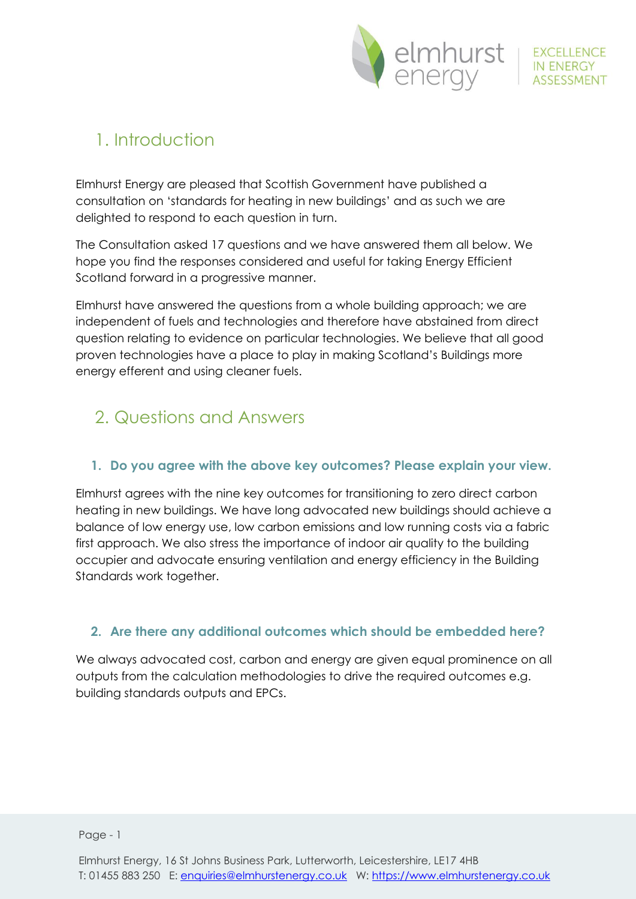## 1. Introduction

Elmhurst Energy are pleased that Scottish Government have published a consultation on 'standards for heating in new buildings' and as such we are delighted to respond to each question in turn.

The Consultation asked 17 questions and we have answered them all below. We hope you find the responses considered and useful for taking Energy Efficient Scotland forward in a progressive manner.

Elmhurst have answered the questions from a whole building approach; we are independent of fuels and technologies and therefore have abstained from direct question relating to evidence on particular technologies. We believe that all good proven technologies have a place to play in making Scotland's Buildings more energy efferent and using cleaner fuels.

## 2. Questions and Answers

### 1. Do you agree with the above key outcomes? Please explain your view.

Elmhurst agrees with the nine key outcomes for transitioning to zero direct carbon heating in new buildings. We have long advocated new buildings should achieve a balance of low energy use, low carbon emissions and low running costs via a fabric first approach. We also stress the importance of indoor air quality to the building occupier and advocate ensuring ventilation and energy efficiency in the Building Standards work together.

### 2. Are there any additional outcomes which should be embedded here?

We always advocated cost, carbon and energy are given equal prominence on all outputs from the calculation methodologies to drive the required outcomes e.g. building standards outputs and EPCs.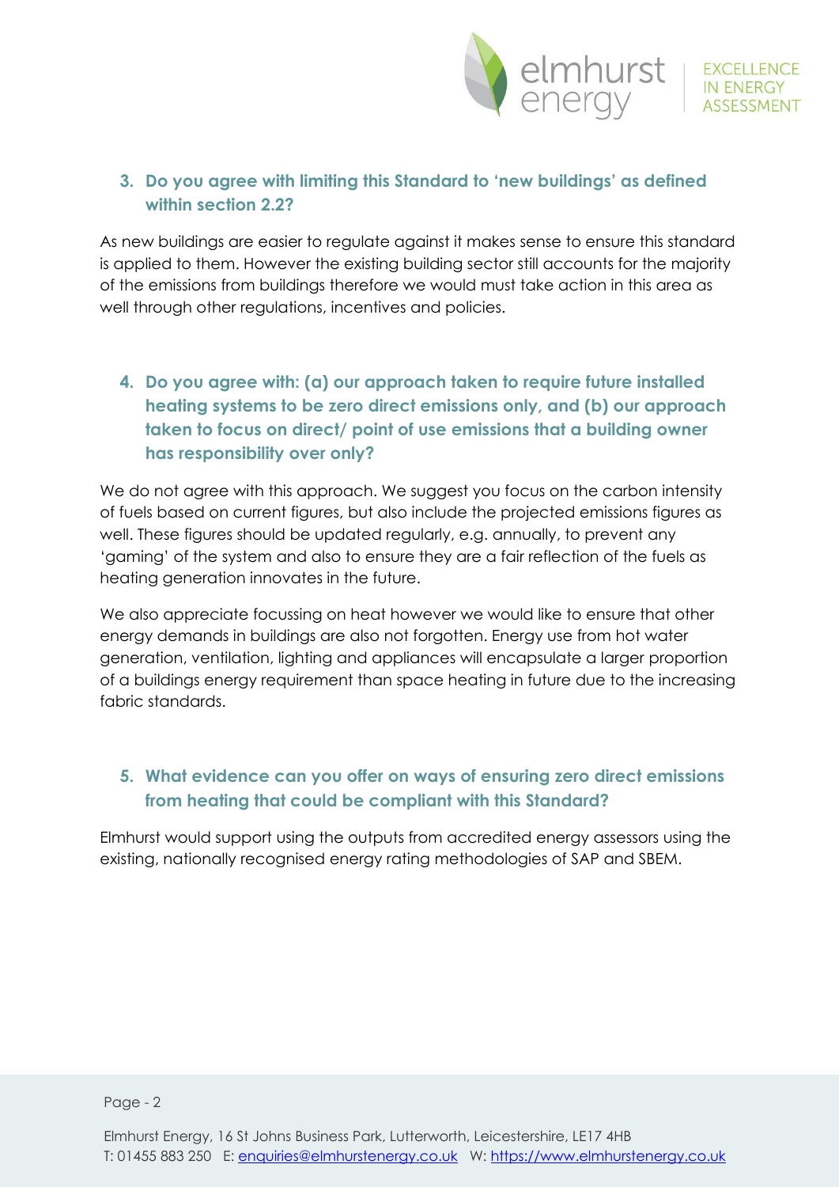### 3. Do you agree with limiting this Standard to 'new buildings' as defined within section 2.2?

As new buildings are easier to regulate against it makes sense to ensure this standard is applied to them. However the existing building sector still accounts for the majority of the emissions from buildings therefore we would must take action in this area as well through other regulations, incentives and policies.

### 4. Do you agree with: (a) our approach taken to require future installed heating systems to be zero direct emissions only, and (b) our approach taken to focus on direct/ point of use emissions that a building owner has responsibility over only?

We do not agree with this approach. We suggest you focus on the carbon intensity of fuels based on current figures, but also include the projected emissions figures as well. These figures should be updated regularly, e.g. annually, to prevent any 'gaming' of the system and also to ensure they are a fair reflection of the fuels as heating generation innovates in the future.

We also appreciate focussing on heat however we would like to ensure that other energy demands in buildings are also not forgotten. Energy use from hot water generation, ventilation, lighting and appliances will encapsulate a larger proportion of a buildings energy requirement than space heating in future due to the increasing fabric standards.

### 5. What evidence can you offer on ways of ensuring zero direct emissions from heating that could be compliant with this Standard?

Elmhurst would support using the outputs from accredited energy assessors using the existing, nationally recognised energy rating methodologies of SAP and SBEM.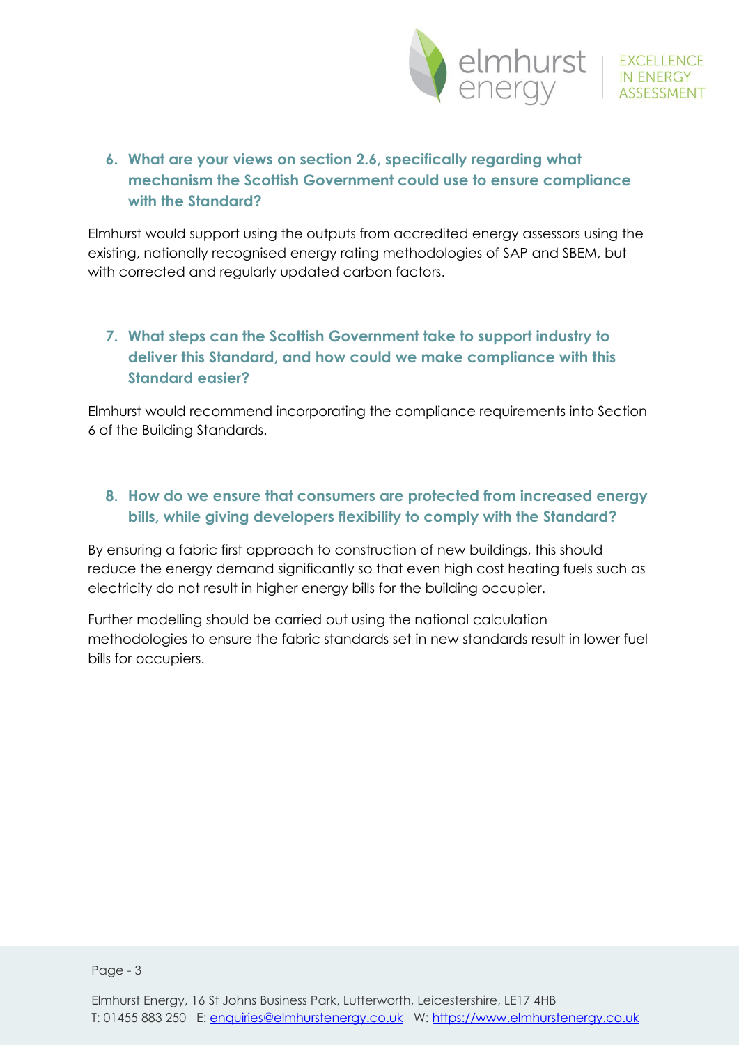6. **What are your views on section 2.6, specifically regarding what mechanism the Scottish Government could use to ensure compliance with the Standard?**

Elmhurst would support using the outputs from accredited energy assessors using the existing, nationally recognised energy rating methodologies of SAP and SBEM, but with corrected and regularly updated carbon factors.

7. **What steps can the Scottish Government take to support industry to deliver this Standard, and how could we make compliance with this Standard easier?**

Elmhurst would recommend incorporating the compliance requirements into Section 6 of the Building Standards.

8. **How do we ensure that consumers are protected from increased energy bills, while giving developers flexibility to comply with the Standard?**

By ensuring a fabric first approach to construction of new buildings, this should reduce the energy demand significantly so that even high cost heating fuels such as electricity do not result in higher energy bills for the building occupier.

Further modelling should be carried out using the national calculation methodologies to ensure the fabric standards set in new standards result in lower fuel bills for occupiers.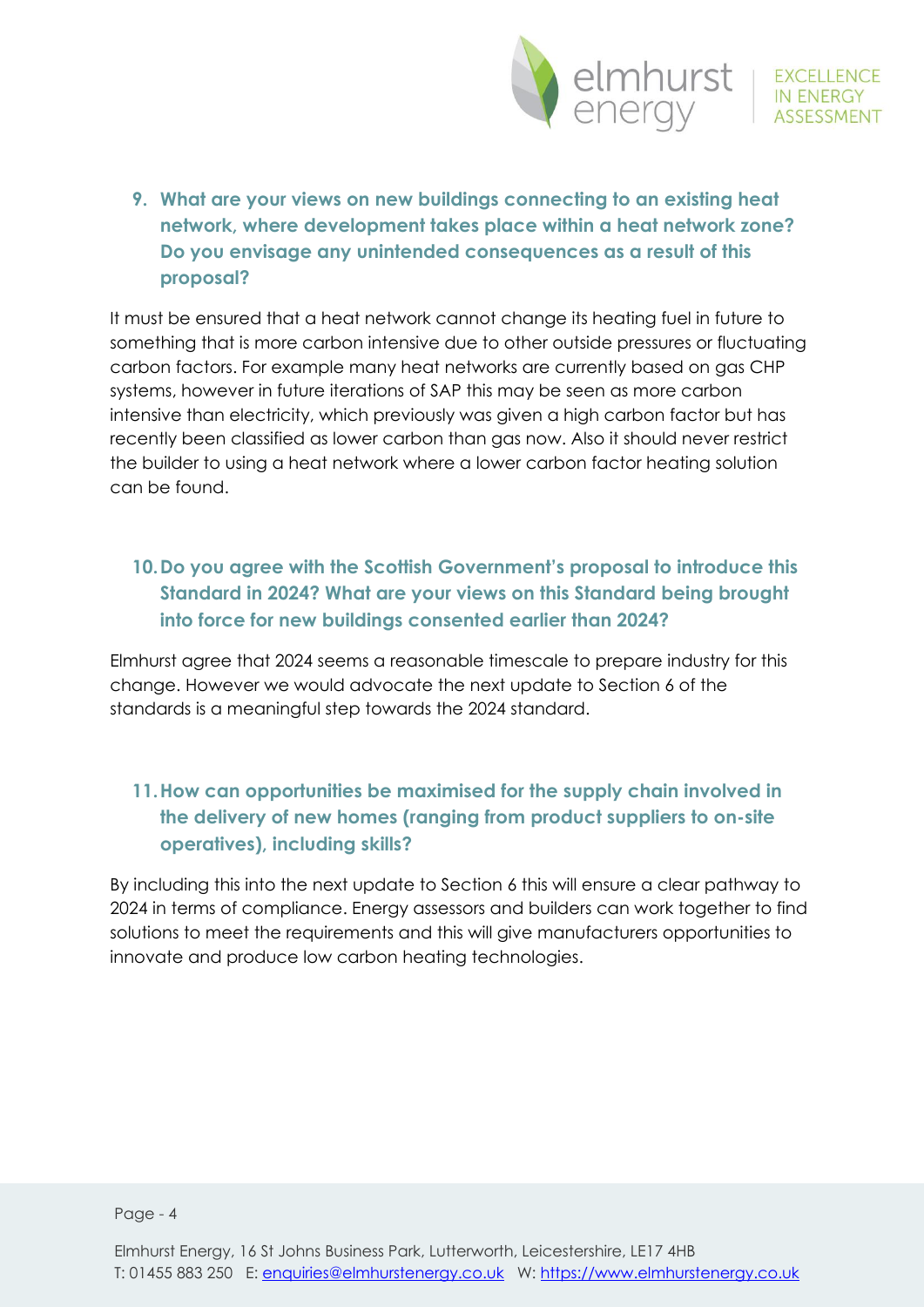9. **What are your views on new buildings connecting to an existing heat network, where development takes place within a heat network zone? Do you envisage any unintended consequences as a result of this proposal?**

It must be ensured that a heat network cannot change its heating fuel in future to something that is more carbon intensive due to other outside pressures or fluctuating carbon factors. For example many heat networks are currently based on gas CHP systems, however in future iterations of SAP this may be seen as more carbon intensive than electricity, which previously was given a high carbon factor but has recently been classified as lower carbon than gas now. Also it should never restrict the builder to using a heat network where a lower carbon factor heating solution can be found.

10. **Do you agree with the Scottish Government's proposal to introduce this Standard in 2024? What are your views on this Standard being brought into force for new buildings consented earlier than 2024?**

Elmhurst agree that 2024 seems a reasonable timescale to prepare industry for this change. However we would advocate the next update to Section 6 of the standards is a meaningful step towards the 2024 standard.

11. **How can opportunities be maximised for the supply chain involved in the delivery of new homes (ranging from product suppliers to on-site operatives), including skills?**

By including this into the next update to Section 6 this will ensure a clear pathway to 2024 in terms of compliance. Energy assessors and builders can work together to find solutions to meet the requirements and this will give manufacturers opportunities to innovate and produce low carbon heating technologies.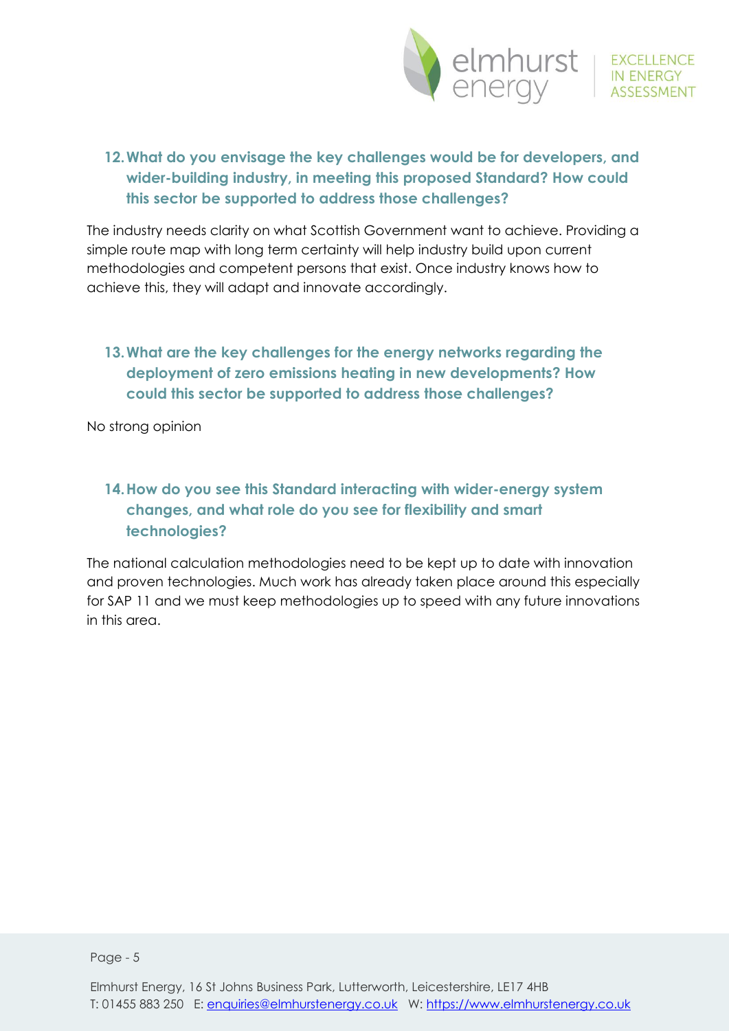### 12. What do you envisage the key challenges would be for developers, and wider-building industry, in meeting this proposed Standard? How could this sector be supported to address those challenges?

The industry needs clarity on what Scottish Government want to achieve. Providing a simple route map with long term certainty will help industry build upon current methodologies and competent persons that exist. Once industry knows how to achieve this, they will adapt and innovate accordingly.

### 13. What are the key challenges for the energy networks regarding the deployment of zero emissions heating in new developments? How could this sector be supported to address those challenges?

No strong opinion

### 14. How do you see this Standard interacting with wider-energy system changes, and what role do you see for flexibility and smart technologies?

The national calculation methodologies need to be kept up to date with innovation and proven technologies. Much work has already taken place around this especially for SAP 11 and we must keep methodologies up to speed with any future innovations in this area.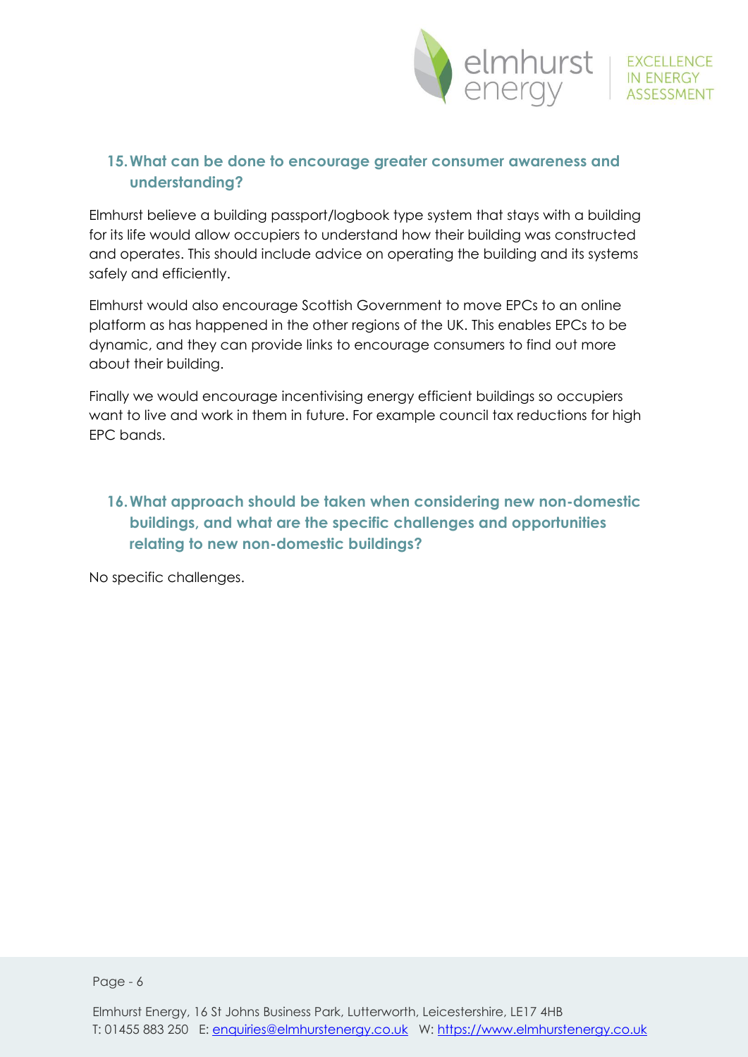## 15. What can be done to encourage greater consumer awareness and understanding?

Elmhurst believe a building passport/logbook type system that stays with a building for its life would allow occupiers to understand how their building was constructed and operates. This should include advice on operating the building and its systems safely and efficiently.

Elmhurst would also encourage Scottish Government to move EPCs to an online platform as has happened in the other regions of the UK. This enables EPCs to be dynamic, and they can provide links to encourage consumers to find out more about their building.

Finally we would encourage incentivising energy efficient buildings so occupiers want to live and work in them in future. For example council tax reductions for high EPC bands.

## 16. What approach should be taken when considering new non-domestic buildings, and what are the specific challenges and opportunities relating to new non-domestic buildings?

No specific challenges.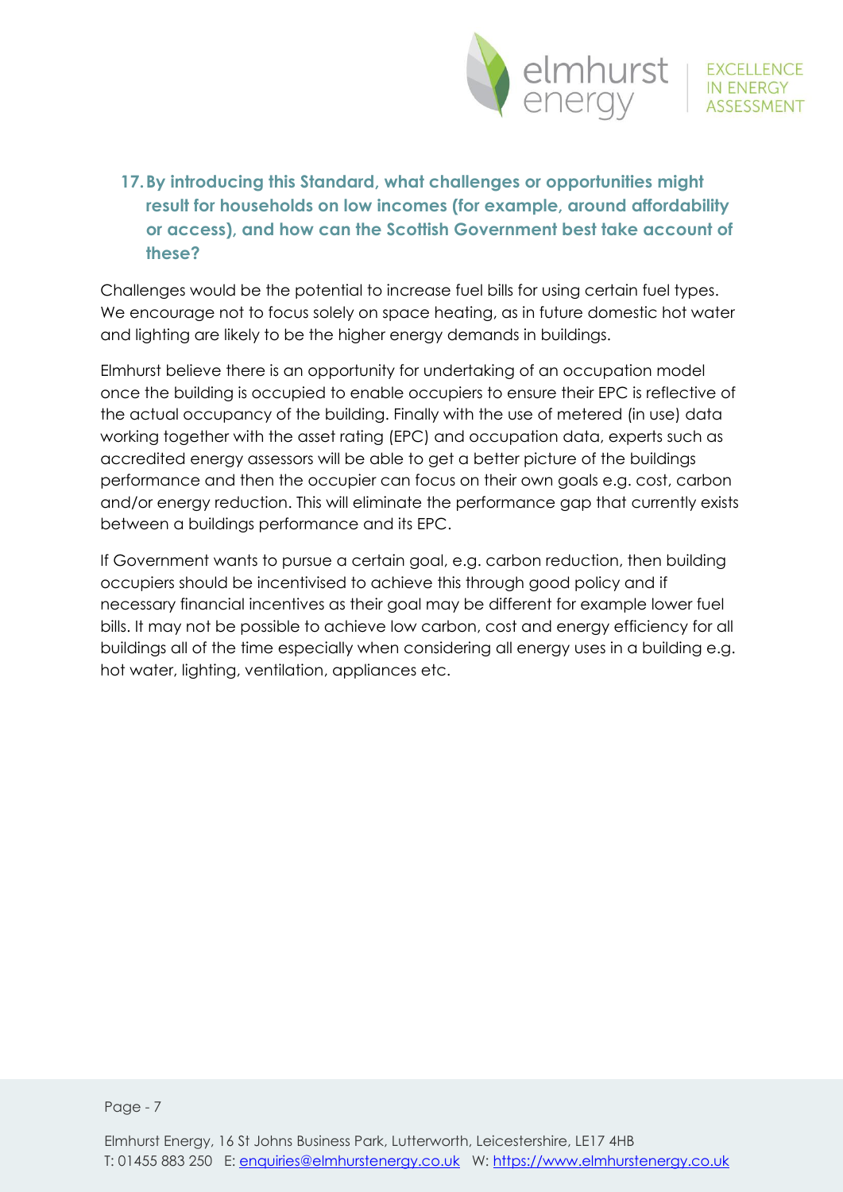17. **By introducing this Standard, what challenges or opportunities might result for households on low incomes (for example, around affordability or access), and how can the Scottish Government best take account of these?**

Challenges would be the potential to increase fuel bills for using certain fuel types. We encourage not to focus solely on space heating, as in future domestic hot water and lighting are likely to be the higher energy demands in buildings.

Elmhurst believe there is an opportunity for undertaking of an occupation model once the building is occupied to enable occupiers to ensure their EPC is reflective of the actual occupancy of the building. Finally with the use of metered (in use) data working together with the asset rating (EPC) and occupation data, experts such as accredited energy assessors will be able to get a better picture of the buildings performance and then the occupier can focus on their own goals e.g. cost, carbon and/or energy reduction. This will eliminate the performance gap that currently exists between a buildings performance and its EPC.

If Government wants to pursue a certain goal, e.g. carbon reduction, then building occupiers should be incentivised to achieve this through good policy and if necessary financial incentives as their goal may be different for example lower fuel bills. It may not be possible to achieve low carbon, cost and energy efficiency for all buildings all of the time especially when considering all energy uses in a building e.g. hot water, lighting, ventilation, appliances etc.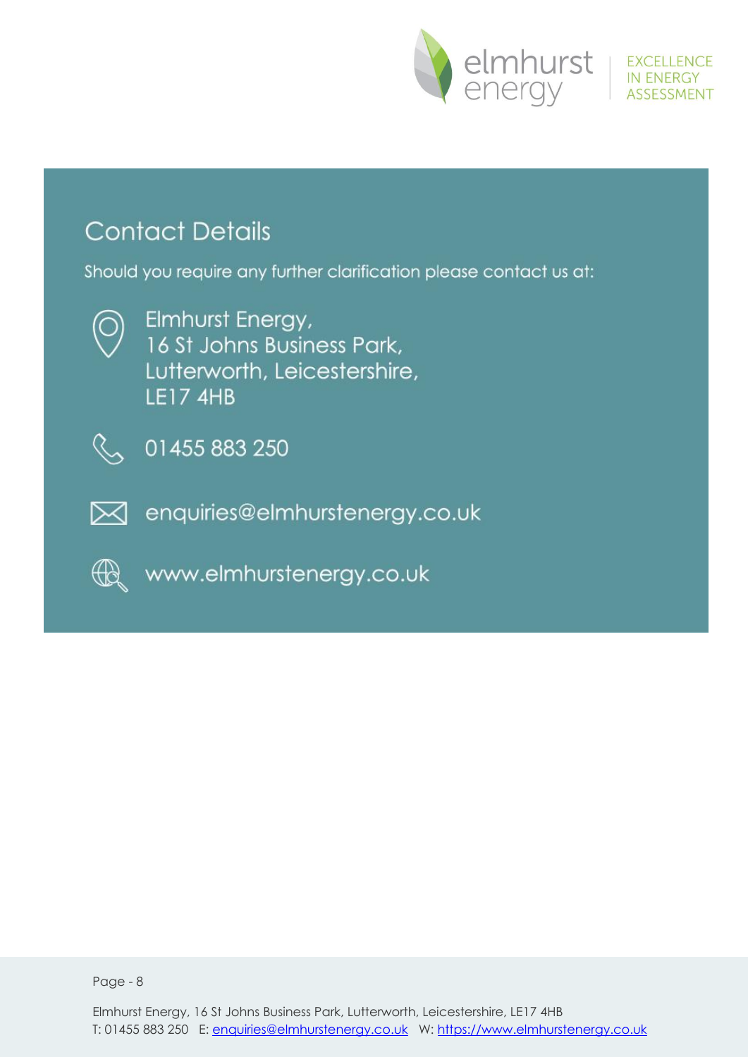## Contact Details

Should you require any further clarification please contact us at:

Elmhurst Energy,
16 St Johns Business Park,
Lutterworth, Leicestershire,
LE17 4HB

01455 883 250

enquiries@elmhurstenergy.co.uk

www.elmhurstenergy.co.uk